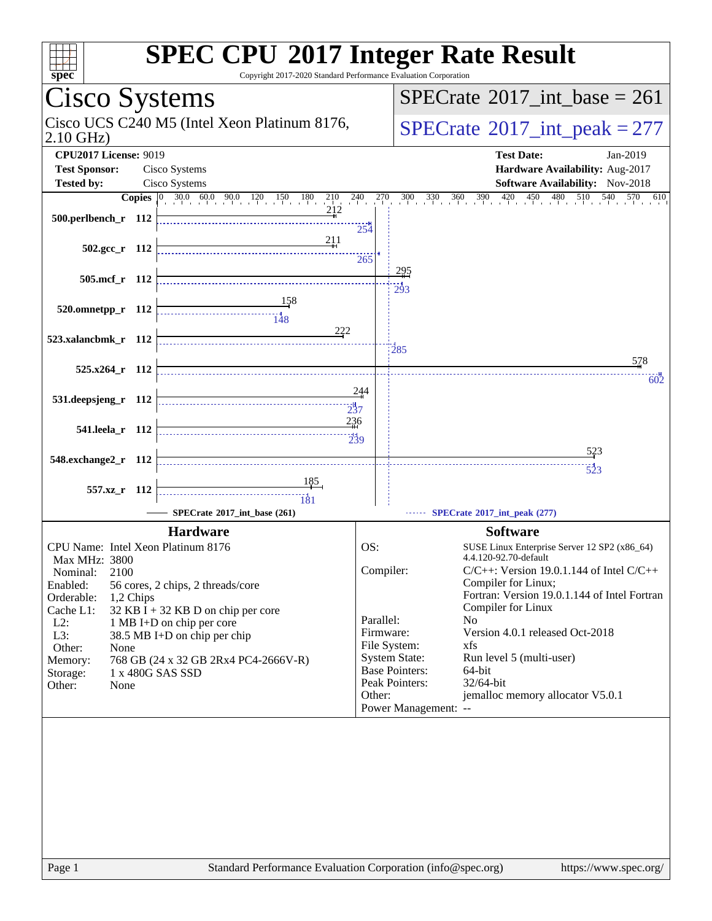# SPEC CPU 2017 Integer Rate Result

Copyright 2017-2020 Standard Performance Evaluation Corporation

## Cisco Systems

Cisco UCS C240 M5 (Intel Xeon Platinum 8176, 2.10 GHz)

**SPECrate 2017_int_base = 261**

**SPECrate 2017_int_peak = 277**

**CPU2017 License:** 9019
**Test Sponsor:** Cisco Systems
**Tested by:** Cisco Systems

**Test Date:** Jan-2019
**Hardware Availability:** Aug-2017
**Software Availability:** Nov-2018

| Benchmark | Copies | Base | Peak |
|---|---|---|---|
| 500.perlbench_r | 112 | 212 | 254 |
| 502.gcc_r | 112 | 211 | 265 |
| 505.mcf_r | 112 | 295 | 293 |
| 520.omnetpp_r | 112 | 158 | 148 |
| 523.xalancbmk_r | 112 | 222 | 285 |
| 525.x264_r | 112 | 578 | 602 |
| 531.deepsjeng_r | 112 | 244 | 237 |
| 541.leela_r | 112 | 236 | 239 |
| 548.exchange2_r | 112 | 523 | 523 |
| 557.xz_r | 112 | 185 | 181 |

SPECrate 2017_int_base (261) — SPECrate 2017_int_peak (277)

### Hardware

| | |
|---|---|
| CPU Name: | Intel Xeon Platinum 8176 |
| Max MHz: | 3800 |
| Nominal: | 2100 |
| Enabled: | 56 cores, 2 chips, 2 threads/core |
| Orderable: | 1,2 Chips |
| Cache L1: | 32 KB I + 32 KB D on chip per core |
| L2: | 1 MB I+D on chip per core |
| L3: | 38.5 MB I+D on chip per chip |
| Other: | None |
| Memory: | 768 GB (24 x 32 GB 2Rx4 PC4-2666V-R) |
| Storage: | 1 x 480G SAS SSD |
| Other: | None |

### Software

| | |
|---|---|
| OS: | SUSE Linux Enterprise Server 12 SP2 (x86_64) 4.4.120-92.70-default |
| Compiler: | C/C++: Version 19.0.1.144 of Intel C/C++ Compiler for Linux; Fortran: Version 19.0.1.144 of Intel Fortran Compiler for Linux |
| Parallel: | No |
| Firmware: | Version 4.0.1 released Oct-2018 |
| File System: | xfs |
| System State: | Run level 5 (multi-user) |
| Base Pointers: | 64-bit |
| Peak Pointers: | 32/64-bit |
| Other: | jemalloc memory allocator V5.0.1 |
| Power Management: | -- |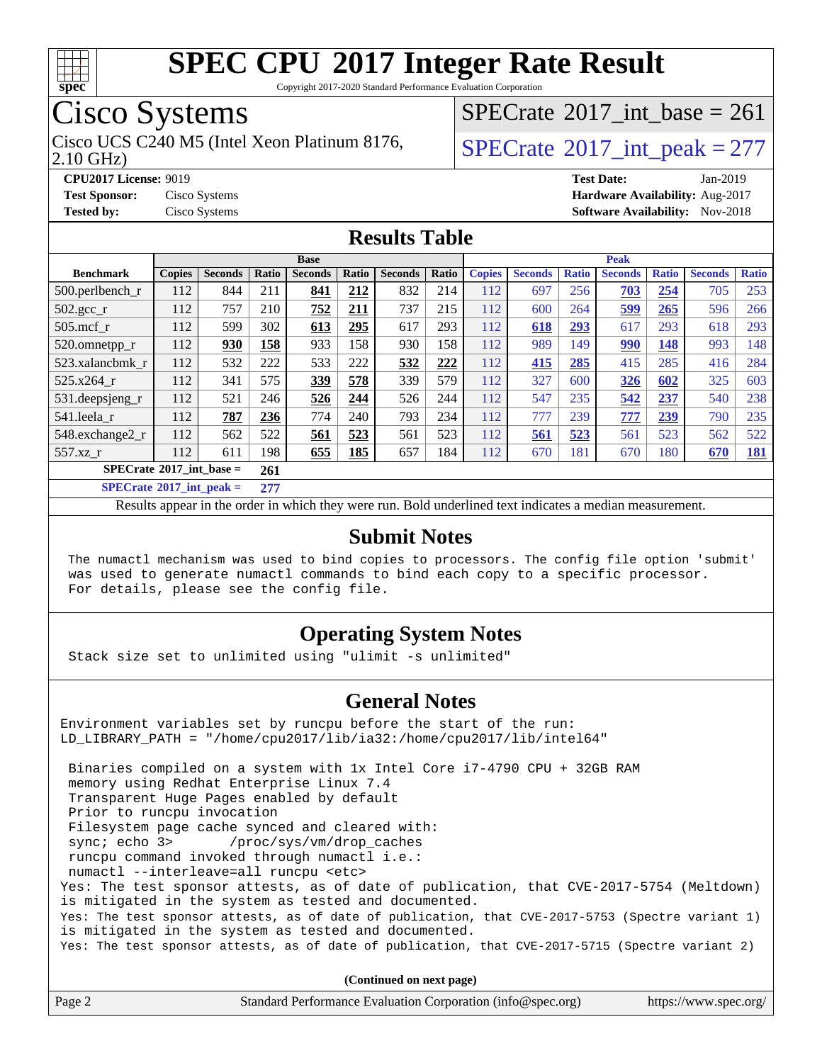# SPEC CPU 2017 Integer Rate Result

Copyright 2017-2020 Standard Performance Evaluation Corporation

## Cisco Systems

Cisco UCS C240 M5 (Intel Xeon Platinum 8176, 2.10 GHz)

SPECrate 2017_int_base = 261

SPECrate 2017_int_peak = 277

**CPU2017 License:** 9019
**Test Sponsor:** Cisco Systems
**Tested by:** Cisco Systems

**Test Date:** Jan-2019
**Hardware Availability:** Aug-2017
**Software Availability:** Nov-2018

## Results Table

| Benchmark | Base | | | | | | | Peak | | | | | | |
|---|---|---|---|---|---|---|---|---|---|---|---|---|---|---|
| | Copies | Seconds | Ratio | Seconds | Ratio | Seconds | Ratio | Copies | Seconds | Ratio | Seconds | Ratio | Seconds | Ratio |
| 500.perlbench_r | 112 | 844 | 211 | **841** | **212** | 832 | 214 | 112 | 697 | 256 | **703** | **254** | 705 | 253 |
| 502.gcc_r | 112 | 757 | 210 | **752** | **211** | 737 | 215 | 112 | 600 | 264 | **599** | **265** | 596 | 266 |
| 505.mcf_r | 112 | 599 | 302 | **613** | **295** | 617 | 293 | 112 | **618** | **293** | 617 | 293 | 618 | 293 |
| 520.omnetpp_r | 112 | **930** | **158** | 933 | 158 | 930 | 158 | 112 | 989 | 149 | **990** | **148** | 993 | 148 |
| 523.xalancbmk_r | 112 | 532 | 222 | 533 | 222 | **532** | **222** | 112 | **415** | **285** | 415 | 285 | 416 | 284 |
| 525.x264_r | 112 | 341 | 575 | **339** | **578** | 339 | 579 | 112 | 327 | 600 | **326** | **602** | 325 | 603 |
| 531.deepsjeng_r | 112 | 521 | 246 | **526** | **244** | 526 | 244 | 112 | 547 | 235 | **542** | **237** | 540 | 238 |
| 541.leela_r | 112 | **787** | **236** | 774 | 240 | 793 | 234 | 112 | 777 | 239 | **777** | **239** | 790 | 235 |
| 548.exchange2_r | 112 | 562 | 522 | **561** | **523** | 561 | 523 | 112 | **561** | **523** | 561 | 523 | 562 | 522 |
| 557.xz_r | 112 | 611 | 198 | **655** | **185** | 657 | 184 | 112 | 670 | 181 | 670 | 180 | **670** | **181** |

**SPECrate 2017_int_base = 261**

**SPECrate 2017_int_peak = 277**

Results appear in the order in which they were run. Bold underlined text indicates a median measurement.

## Submit Notes

```
The numactl mechanism was used to bind copies to processors. The config file option 'submit'
was used to generate numactl commands to bind each copy to a specific processor.
For details, please see the config file.
```

## Operating System Notes

```
Stack size set to unlimited using "ulimit -s unlimited"
```

## General Notes

```
Environment variables set by runcpu before the start of the run:
LD_LIBRARY_PATH = "/home/cpu2017/lib/ia32:/home/cpu2017/lib/intel64"

 Binaries compiled on a system with 1x Intel Core i7-4790 CPU + 32GB RAM
 memory using Redhat Enterprise Linux 7.4
 Transparent Huge Pages enabled by default
 Prior to runcpu invocation
 Filesystem page cache synced and cleared with:
 sync; echo 3>       /proc/sys/vm/drop_caches
 runcpu command invoked through numactl i.e.:
 numactl --interleave=all runcpu <etc>
Yes: The test sponsor attests, as of date of publication, that CVE-2017-5754 (Meltdown)
is mitigated in the system as tested and documented.
Yes: The test sponsor attests, as of date of publication, that CVE-2017-5753 (Spectre variant 1)
is mitigated in the system as tested and documented.
Yes: The test sponsor attests, as of date of publication, that CVE-2017-5715 (Spectre variant 2)
```

**(Continued on next page)**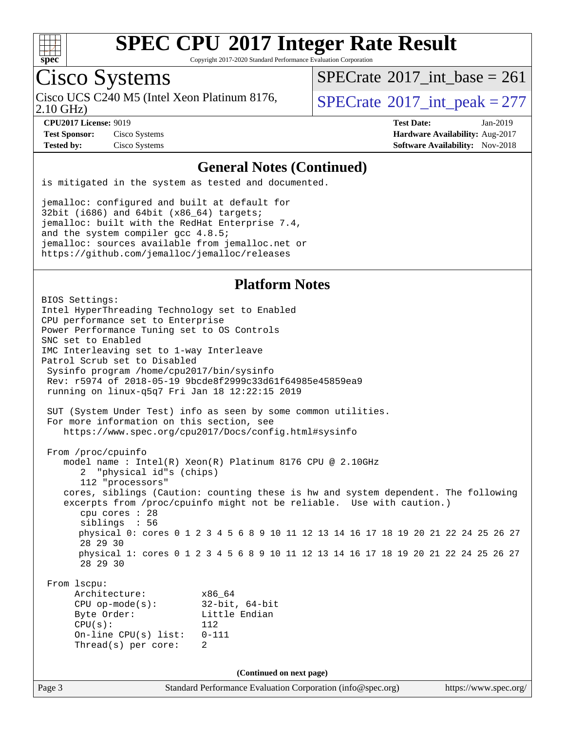## General Notes (Continued)

```
is mitigated in the system as tested and documented.

jemalloc: configured and built at default for
32bit (i686) and 64bit (x86_64) targets;
jemalloc: built with the RedHat Enterprise 7.4,
and the system compiler gcc 4.8.5;
jemalloc: sources available from jemalloc.net or
https://github.com/jemalloc/jemalloc/releases
```

## Platform Notes

```
BIOS Settings:
Intel HyperThreading Technology set to Enabled
CPU performance set to Enterprise
Power Performance Tuning set to OS Controls
SNC set to Enabled
IMC Interleaving set to 1-way Interleave
Patrol Scrub set to Disabled
 Sysinfo program /home/cpu2017/bin/sysinfo
 Rev: r5974 of 2018-05-19 9bcde8f2999c33d61f64985e45859ea9
 running on linux-q5q7 Fri Jan 18 12:22:15 2019

 SUT (System Under Test) info as seen by some common utilities.
 For more information on this section, see
    https://www.spec.org/cpu2017/Docs/config.html#sysinfo

 From /proc/cpuinfo
    model name : Intel(R) Xeon(R) Platinum 8176 CPU @ 2.10GHz
       2  "physical id"s (chips)
       112 "processors"
    cores, siblings (Caution: counting these is hw and system dependent. The following
    excerpts from /proc/cpuinfo might not be reliable.  Use with caution.)
       cpu cores : 28
       siblings  : 56
       physical 0: cores 0 1 2 3 4 5 6 8 9 10 11 12 13 14 16 17 18 19 20 21 22 24 25 26 27
       28 29 30
       physical 1: cores 0 1 2 3 4 5 6 8 9 10 11 12 13 14 16 17 18 19 20 21 22 24 25 26 27
       28 29 30

 From lscpu:
      Architecture:          x86_64
      CPU op-mode(s):        32-bit, 64-bit
      Byte Order:            Little Endian
      CPU(s):                112
      On-line CPU(s) list:   0-111
      Thread(s) per core:    2
```

(Continued on next page)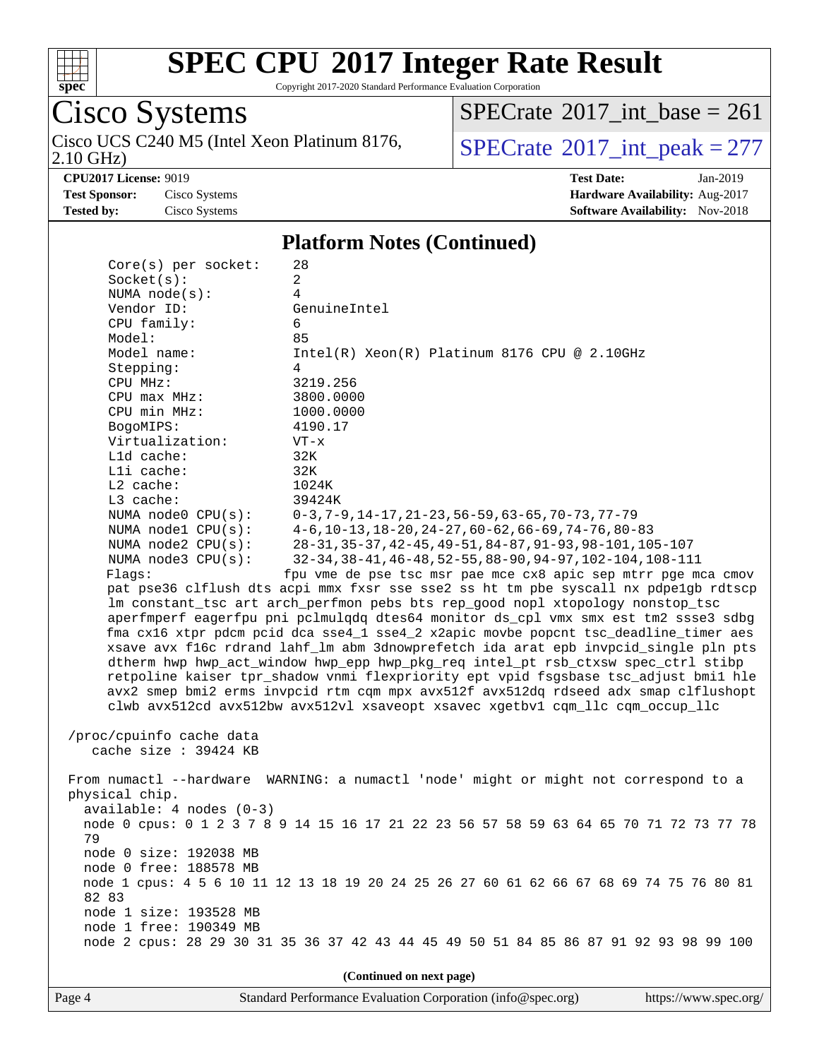## Platform Notes (Continued)

```
Core(s) per socket:    28
Socket(s):             2
NUMA node(s):          4
Vendor ID:             GenuineIntel
CPU family:            6
Model:                 85
Model name:            Intel(R) Xeon(R) Platinum 8176 CPU @ 2.10GHz
Stepping:              4
CPU MHz:               3219.256
CPU max MHz:           3800.0000
CPU min MHz:           1000.0000
BogoMIPS:              4190.17
Virtualization:        VT-x
L1d cache:             32K
L1i cache:             32K
L2 cache:              1024K
L3 cache:              39424K
NUMA node0 CPU(s):     0-3,7-9,14-17,21-23,56-59,63-65,70-73,77-79
NUMA node1 CPU(s):     4-6,10-13,18-20,24-27,60-62,66-69,74-76,80-83
NUMA node2 CPU(s):     28-31,35-37,42-45,49-51,84-87,91-93,98-101,105-107
NUMA node3 CPU(s):     32-34,38-41,46-48,52-55,88-90,94-97,102-104,108-111
Flags:                 fpu vme de pse tsc msr pae mce cx8 apic sep mtrr pge mca cmov
pat pse36 clflush dts acpi mmx fxsr sse sse2 ss ht tm pbe syscall nx pdpe1gb rdtscp
lm constant_tsc art arch_perfmon pebs bts rep_good nopl xtopology nonstop_tsc
aperfmperf eagerfpu pni pclmulqdq dtes64 monitor ds_cpl vmx smx est tm2 ssse3 sdbg
fma cx16 xtpr pdcm pcid dca sse4_1 sse4_2 x2apic movbe popcnt tsc_deadline_timer aes
xsave avx f16c rdrand lahf_lm abm 3dnowprefetch ida arat epb invpcid_single pln pts
dtherm hwp hwp_act_window hwp_epp hwp_pkg_req intel_pt rsb_ctxsw spec_ctrl stibp
retpoline kaiser tpr_shadow vnmi flexpriority ept vpid fsgsbase tsc_adjust bmi1 hle
avx2 smep bmi2 erms invpcid rtm cqm mpx avx512f avx512dq rdseed adx smap clflushopt
clwb avx512cd avx512bw avx512vl xsaveopt xsavec xgetbv1 cqm_llc cqm_occup_llc

/proc/cpuinfo cache data
   cache size : 39424 KB

From numactl --hardware  WARNING: a numactl 'node' might or might not correspond to a
physical chip.
  available: 4 nodes (0-3)
  node 0 cpus: 0 1 2 3 7 8 9 14 15 16 17 21 22 23 56 57 58 59 63 64 65 70 71 72 73 77 78
  79
  node 0 size: 192038 MB
  node 0 free: 188578 MB
  node 1 cpus: 4 5 6 10 11 12 13 18 19 20 24 25 26 27 60 61 62 66 67 68 69 74 75 76 80 81
  82 83
  node 1 size: 193528 MB
  node 1 free: 190349 MB
  node 2 cpus: 28 29 30 31 35 36 37 42 43 44 45 49 50 51 84 85 86 87 91 92 93 98 99 100
```

**(Continued on next page)**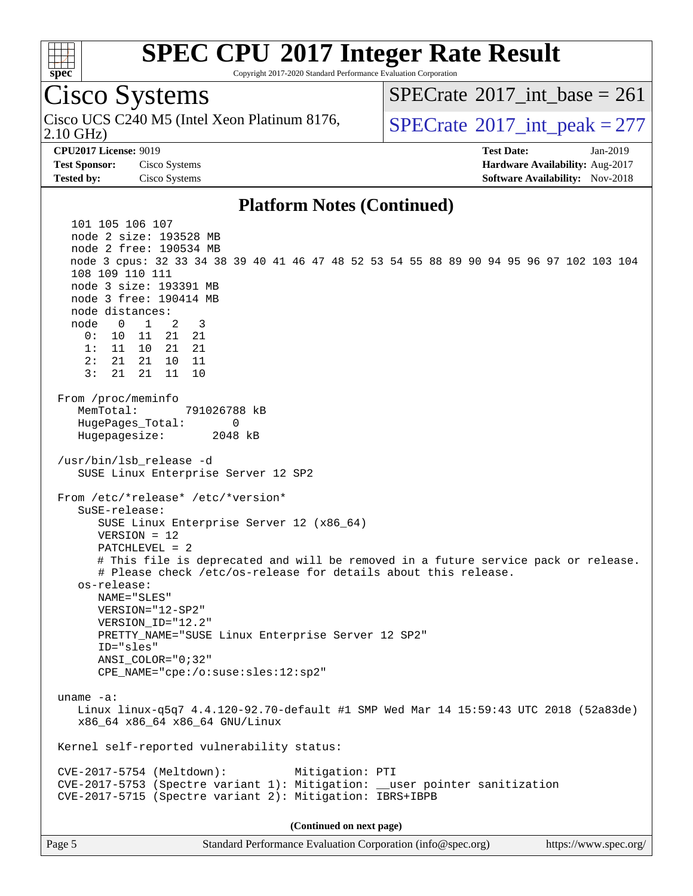## Platform Notes (Continued)

```
    101 105 106 107
    node 2 size: 193528 MB
    node 2 free: 190534 MB
    node 3 cpus: 32 33 34 38 39 40 41 46 47 48 52 53 54 55 88 89 90 94 95 96 97 102 103 104
    108 109 110 111
    node 3 size: 193391 MB
    node 3 free: 190414 MB
    node distances:
    node   0   1   2   3
      0:  10  11  21  21
      1:  11  10  21  21
      2:  21  21  10  11
      3:  21  21  11  10

 From /proc/meminfo
    MemTotal:       791026788 kB
    HugePages_Total:       0
    Hugepagesize:       2048 kB

 /usr/bin/lsb_release -d
    SUSE Linux Enterprise Server 12 SP2

 From /etc/*release* /etc/*version*
    SuSE-release:
       SUSE Linux Enterprise Server 12 (x86_64)
       VERSION = 12
       PATCHLEVEL = 2
       # This file is deprecated and will be removed in a future service pack or release.
       # Please check /etc/os-release for details about this release.
    os-release:
       NAME="SLES"
       VERSION="12-SP2"
       VERSION_ID="12.2"
       PRETTY_NAME="SUSE Linux Enterprise Server 12 SP2"
       ID="sles"
       ANSI_COLOR="0;32"
       CPE_NAME="cpe:/o:suse:sles:12:sp2"

 uname -a:
    Linux linux-q5q7 4.4.120-92.70-default #1 SMP Wed Mar 14 15:59:43 UTC 2018 (52a83de)
    x86_64 x86_64 x86_64 GNU/Linux

 Kernel self-reported vulnerability status:

 CVE-2017-5754 (Meltdown):          Mitigation: PTI
 CVE-2017-5753 (Spectre variant 1): Mitigation: __user pointer sanitization
 CVE-2017-5715 (Spectre variant 2): Mitigation: IBRS+IBPB
```

**(Continued on next page)**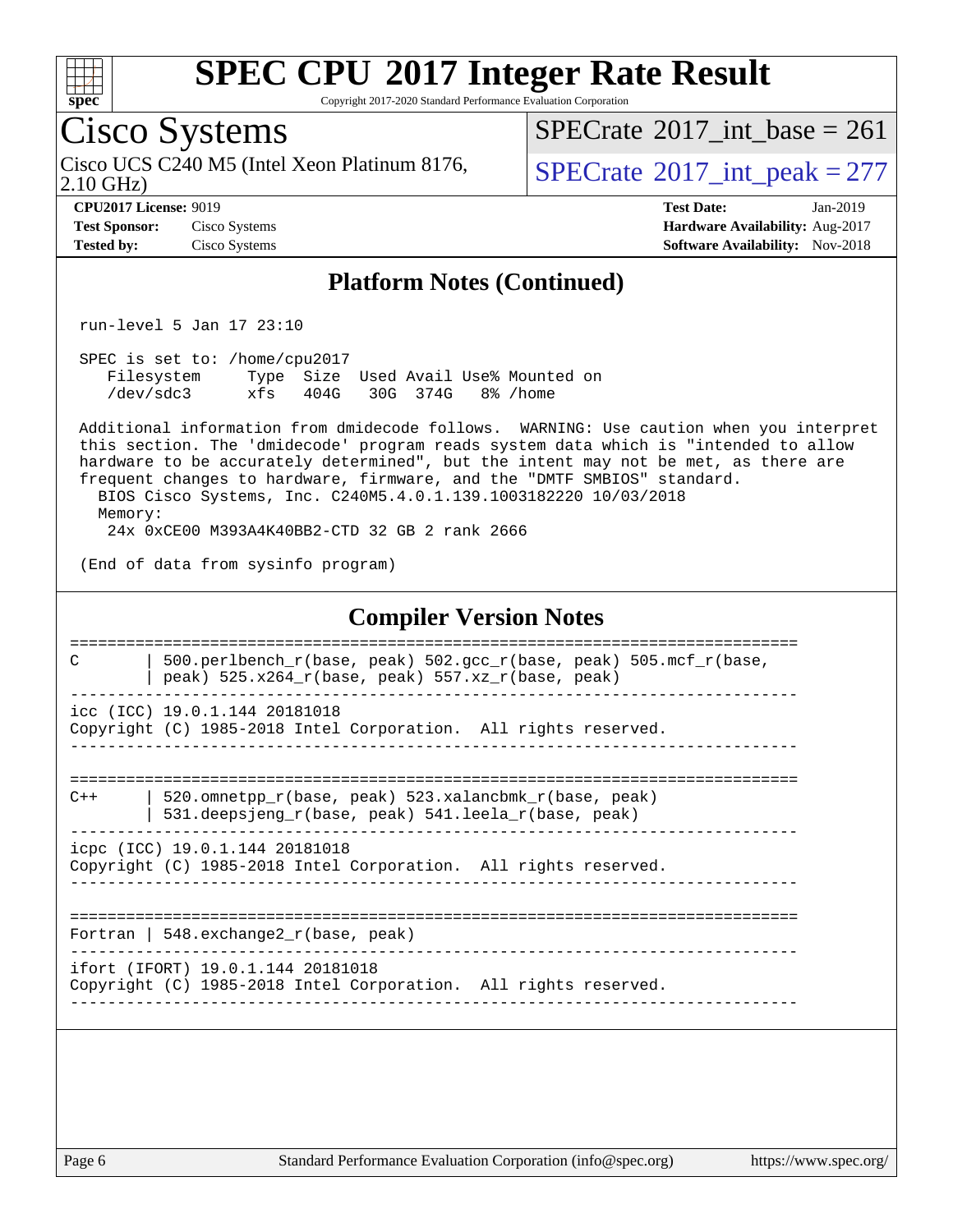## Platform Notes (Continued)

```
run-level 5 Jan 17 23:10

SPEC is set to: /home/cpu2017
   Filesystem     Type  Size  Used Avail Use% Mounted on
   /dev/sdc3      xfs   404G   30G  374G   8% /home

Additional information from dmidecode follows.  WARNING: Use caution when you interpret
this section. The 'dmidecode' program reads system data which is "intended to allow
hardware to be accurately determined", but the intent may not be met, as there are
frequent changes to hardware, firmware, and the "DMTF SMBIOS" standard.
  BIOS Cisco Systems, Inc. C240M5.4.0.1.139.1003182220 10/03/2018
  Memory:
   24x 0xCE00 M393A4K40BB2-CTD 32 GB 2 rank 2666

(End of data from sysinfo program)
```

## Compiler Version Notes

```
==============================================================================
C       | 500.perlbench_r(base, peak) 502.gcc_r(base, peak) 505.mcf_r(base,
        | peak) 525.x264_r(base, peak) 557.xz_r(base, peak)
------------------------------------------------------------------------------
icc (ICC) 19.0.1.144 20181018
Copyright (C) 1985-2018 Intel Corporation.  All rights reserved.
------------------------------------------------------------------------------

==============================================================================
C++     | 520.omnetpp_r(base, peak) 523.xalancbmk_r(base, peak)
        | 531.deepsjeng_r(base, peak) 541.leela_r(base, peak)
------------------------------------------------------------------------------
icpc (ICC) 19.0.1.144 20181018
Copyright (C) 1985-2018 Intel Corporation.  All rights reserved.
------------------------------------------------------------------------------

==============================================================================
Fortran | 548.exchange2_r(base, peak)
------------------------------------------------------------------------------
ifort (IFORT) 19.0.1.144 20181018
Copyright (C) 1985-2018 Intel Corporation.  All rights reserved.
------------------------------------------------------------------------------
```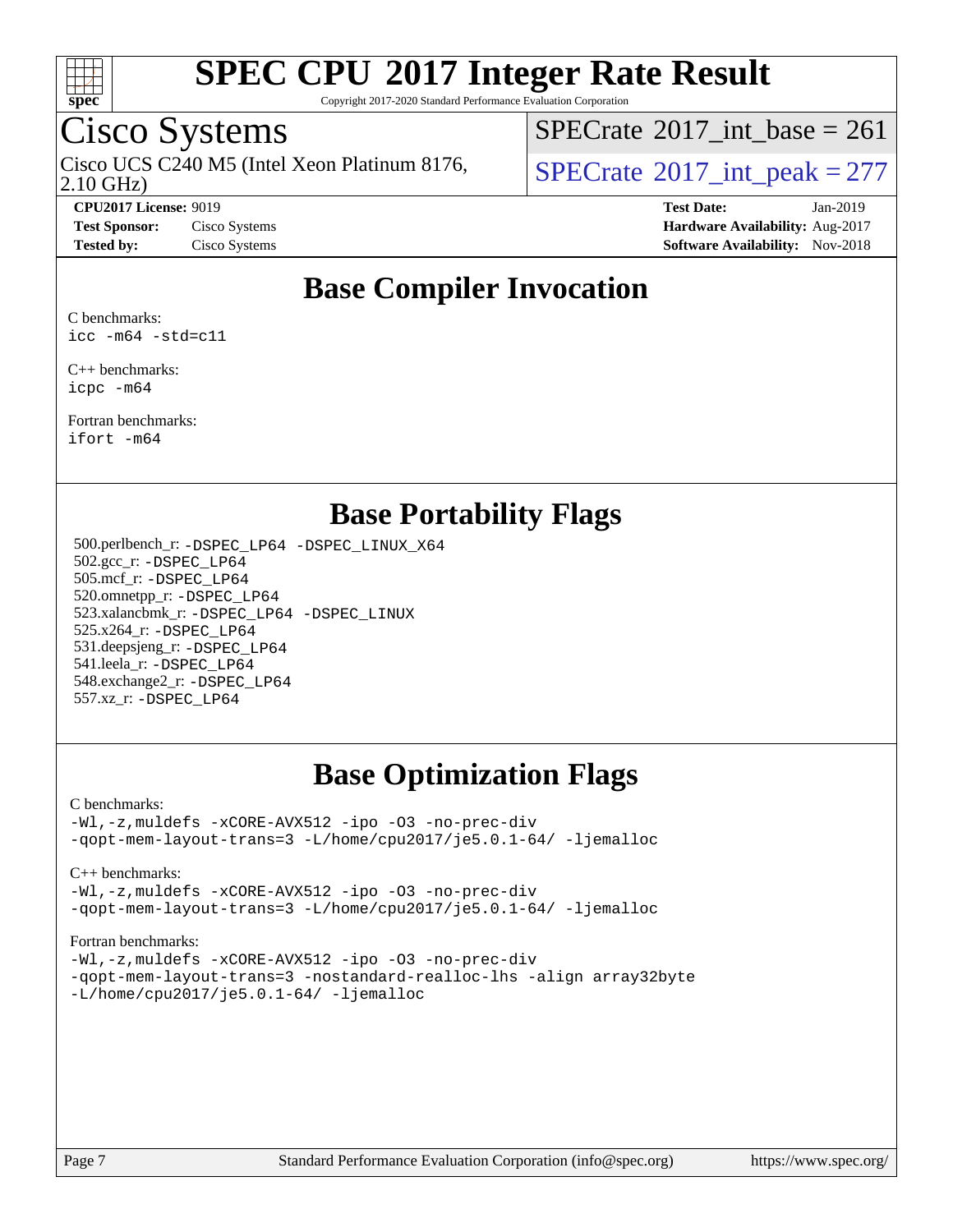# SPEC CPU 2017 Integer Rate Result

Copyright 2017-2020 Standard Performance Evaluation Corporation

## Cisco Systems

Cisco UCS C240 M5 (Intel Xeon Platinum 8176, 2.10 GHz)

SPECrate 2017_int_base = 261

SPECrate 2017_int_peak = 277

**CPU2017 License:** 9019
**Test Sponsor:** Cisco Systems
**Tested by:** Cisco Systems

**Test Date:** Jan-2019
**Hardware Availability:** Aug-2017
**Software Availability:** Nov-2018

## Base Compiler Invocation

C benchmarks:
`icc -m64 -std=c11`

C++ benchmarks:
`icpc -m64`

Fortran benchmarks:
`ifort -m64`

## Base Portability Flags

500.perlbench_r: `-DSPEC_LP64 -DSPEC_LINUX_X64`
502.gcc_r: `-DSPEC_LP64`
505.mcf_r: `-DSPEC_LP64`
520.omnetpp_r: `-DSPEC_LP64`
523.xalancbmk_r: `-DSPEC_LP64 -DSPEC_LINUX`
525.x264_r: `-DSPEC_LP64`
531.deepsjeng_r: `-DSPEC_LP64`
541.leela_r: `-DSPEC_LP64`
548.exchange2_r: `-DSPEC_LP64`
557.xz_r: `-DSPEC_LP64`

## Base Optimization Flags

C benchmarks:
```
-Wl,-z,muldefs -xCORE-AVX512 -ipo -O3 -no-prec-div
-qopt-mem-layout-trans=3 -L/home/cpu2017/je5.0.1-64/ -ljemalloc
```

C++ benchmarks:
```
-Wl,-z,muldefs -xCORE-AVX512 -ipo -O3 -no-prec-div
-qopt-mem-layout-trans=3 -L/home/cpu2017/je5.0.1-64/ -ljemalloc
```

Fortran benchmarks:
```
-Wl,-z,muldefs -xCORE-AVX512 -ipo -O3 -no-prec-div
-qopt-mem-layout-trans=3 -nostandard-realloc-lhs -align array32byte
-L/home/cpu2017/je5.0.1-64/ -ljemalloc
```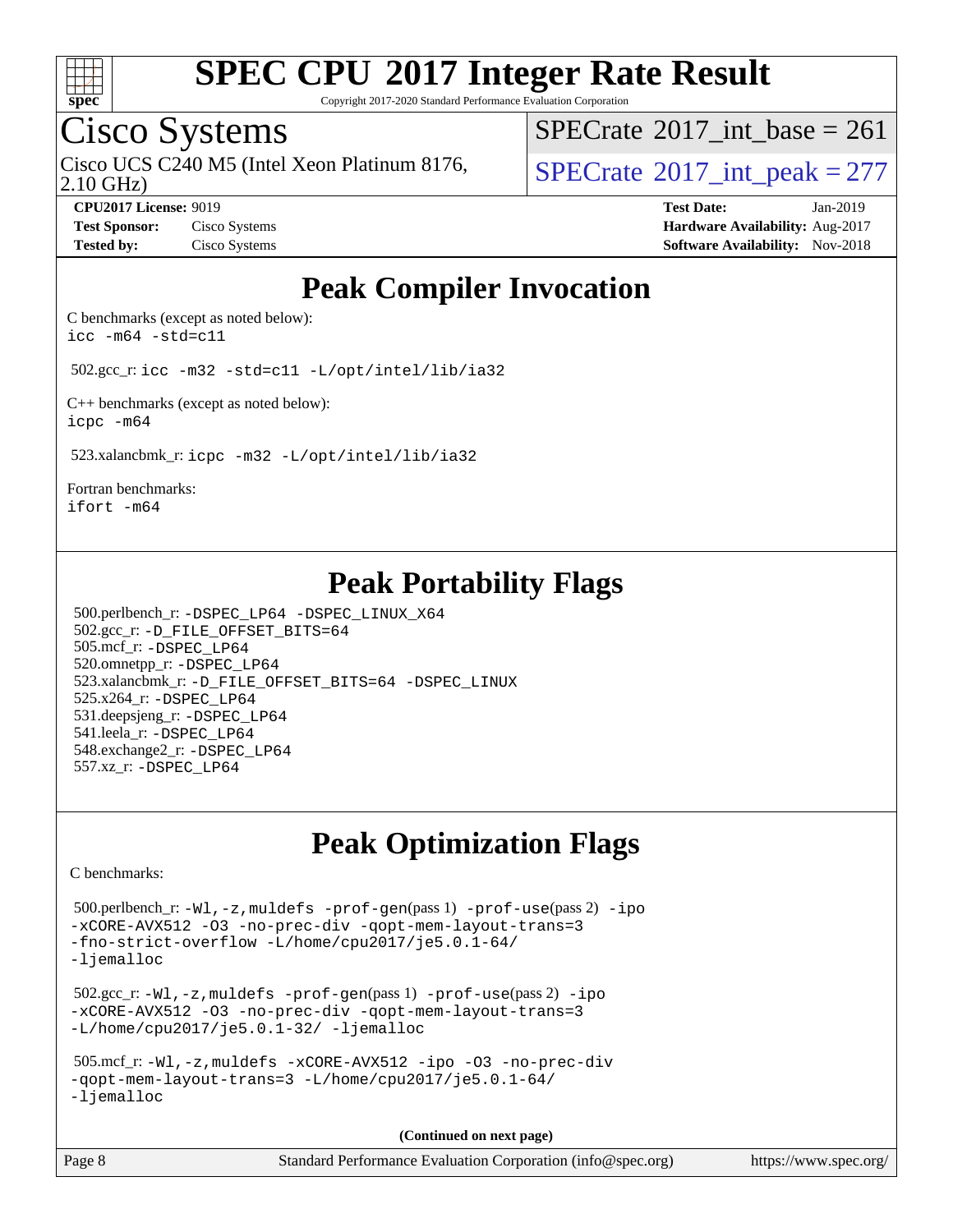# SPEC CPU 2017 Integer Rate Result

Copyright 2017-2020 Standard Performance Evaluation Corporation

## Cisco Systems

Cisco UCS C240 M5 (Intel Xeon Platinum 8176, 2.10 GHz)

SPECrate 2017_int_base = 261

SPECrate 2017_int_peak = 277

**CPU2017 License:** 9019
**Test Sponsor:** Cisco Systems
**Tested by:** Cisco Systems

**Test Date:** Jan-2019
**Hardware Availability:** Aug-2017
**Software Availability:** Nov-2018

## Peak Compiler Invocation

C benchmarks (except as noted below):
`icc -m64 -std=c11`

502.gcc_r: `icc -m32 -std=c11 -L/opt/intel/lib/ia32`

C++ benchmarks (except as noted below):
`icpc -m64`

523.xalancbmk_r: `icpc -m32 -L/opt/intel/lib/ia32`

Fortran benchmarks:
`ifort -m64`

## Peak Portability Flags

500.perlbench_r: `-DSPEC_LP64 -DSPEC_LINUX_X64`
502.gcc_r: `-D_FILE_OFFSET_BITS=64`
505.mcf_r: `-DSPEC_LP64`
520.omnetpp_r: `-DSPEC_LP64`
523.xalancbmk_r: `-D_FILE_OFFSET_BITS=64 -DSPEC_LINUX`
525.x264_r: `-DSPEC_LP64`
531.deepsjeng_r: `-DSPEC_LP64`
541.leela_r: `-DSPEC_LP64`
548.exchange2_r: `-DSPEC_LP64`
557.xz_r: `-DSPEC_LP64`

## Peak Optimization Flags

C benchmarks:

500.perlbench_r: `-Wl,-z,muldefs -prof-gen`(pass 1) `-prof-use`(pass 2) `-ipo -xCORE-AVX512 -O3 -no-prec-div -qopt-mem-layout-trans=3 -fno-strict-overflow -L/home/cpu2017/je5.0.1-64/ -ljemalloc`

502.gcc_r: `-Wl,-z,muldefs -prof-gen`(pass 1) `-prof-use`(pass 2) `-ipo -xCORE-AVX512 -O3 -no-prec-div -qopt-mem-layout-trans=3 -L/home/cpu2017/je5.0.1-32/ -ljemalloc`

505.mcf_r: `-Wl,-z,muldefs -xCORE-AVX512 -ipo -O3 -no-prec-div -qopt-mem-layout-trans=3 -L/home/cpu2017/je5.0.1-64/ -ljemalloc`

**(Continued on next page)**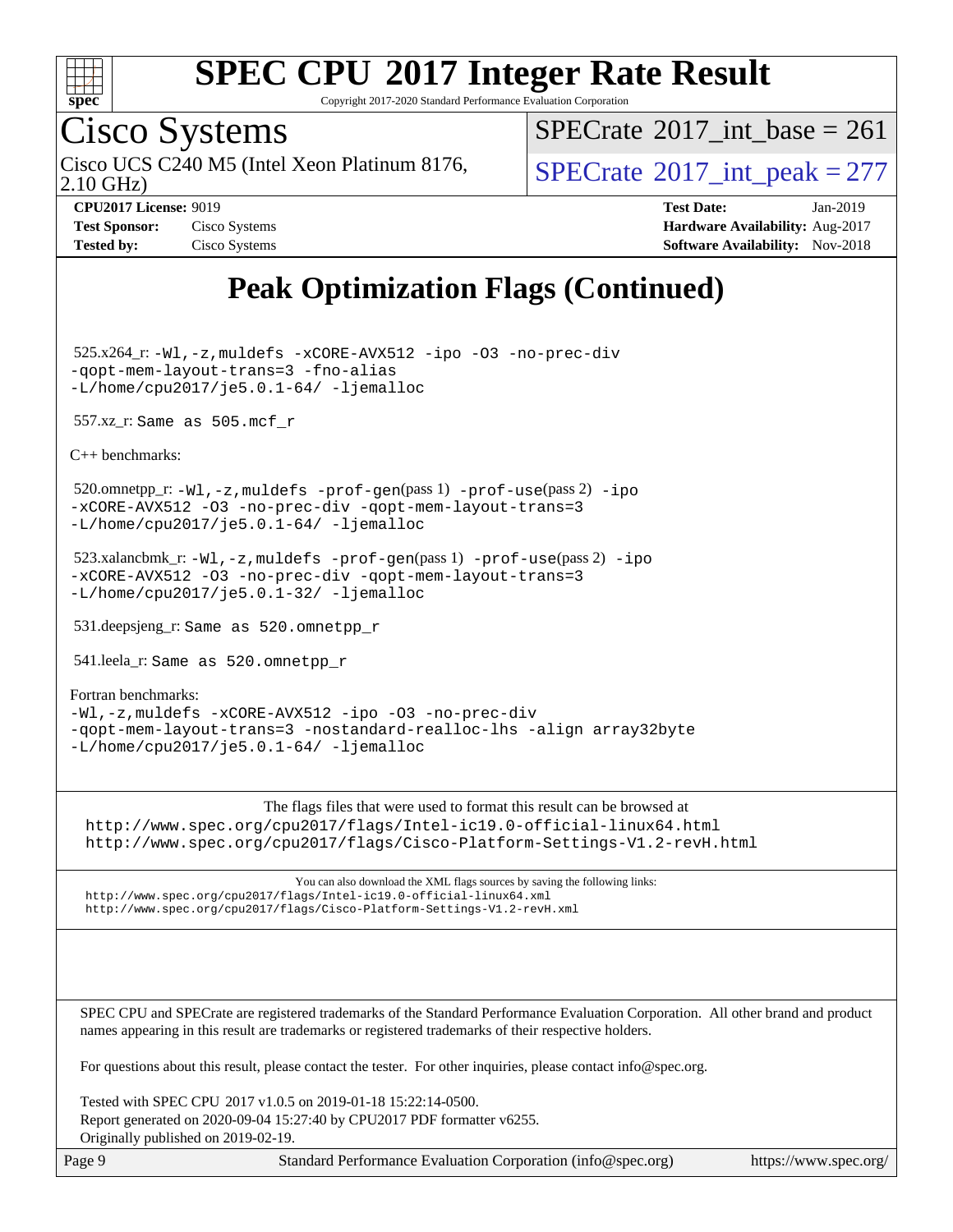# Peak Optimization Flags (Continued)

525.x264_r: -Wl,-z,muldefs -xCORE-AVX512 -ipo -O3 -no-prec-div -qopt-mem-layout-trans=3 -fno-alias -L/home/cpu2017/je5.0.1-64/ -ljemalloc

557.xz_r: Same as 505.mcf_r

C++ benchmarks:

520.omnetpp_r: -Wl,-z,muldefs -prof-gen(pass 1) -prof-use(pass 2) -ipo -xCORE-AVX512 -O3 -no-prec-div -qopt-mem-layout-trans=3 -L/home/cpu2017/je5.0.1-64/ -ljemalloc

523.xalancbmk_r: -Wl,-z,muldefs -prof-gen(pass 1) -prof-use(pass 2) -ipo -xCORE-AVX512 -O3 -no-prec-div -qopt-mem-layout-trans=3 -L/home/cpu2017/je5.0.1-32/ -ljemalloc

531.deepsjeng_r: Same as 520.omnetpp_r

541.leela_r: Same as 520.omnetpp_r

Fortran benchmarks:
-Wl,-z,muldefs -xCORE-AVX512 -ipo -O3 -no-prec-div -qopt-mem-layout-trans=3 -nostandard-realloc-lhs -align array32byte -L/home/cpu2017/je5.0.1-64/ -ljemalloc

The flags files that were used to format this result can be browsed at
http://www.spec.org/cpu2017/flags/Intel-ic19.0-official-linux64.html
http://www.spec.org/cpu2017/flags/Cisco-Platform-Settings-V1.2-revH.html

You can also download the XML flags sources by saving the following links:
http://www.spec.org/cpu2017/flags/Intel-ic19.0-official-linux64.xml
http://www.spec.org/cpu2017/flags/Cisco-Platform-Settings-V1.2-revH.xml

SPEC CPU and SPECrate are registered trademarks of the Standard Performance Evaluation Corporation. All other brand and product names appearing in this result are trademarks or registered trademarks of their respective holders.

For questions about this result, please contact the tester. For other inquiries, please contact info@spec.org.

Tested with SPEC CPU 2017 v1.0.5 on 2019-01-18 15:22:14-0500.
Report generated on 2020-09-04 15:27:40 by CPU2017 PDF formatter v6255.
Originally published on 2019-02-19.